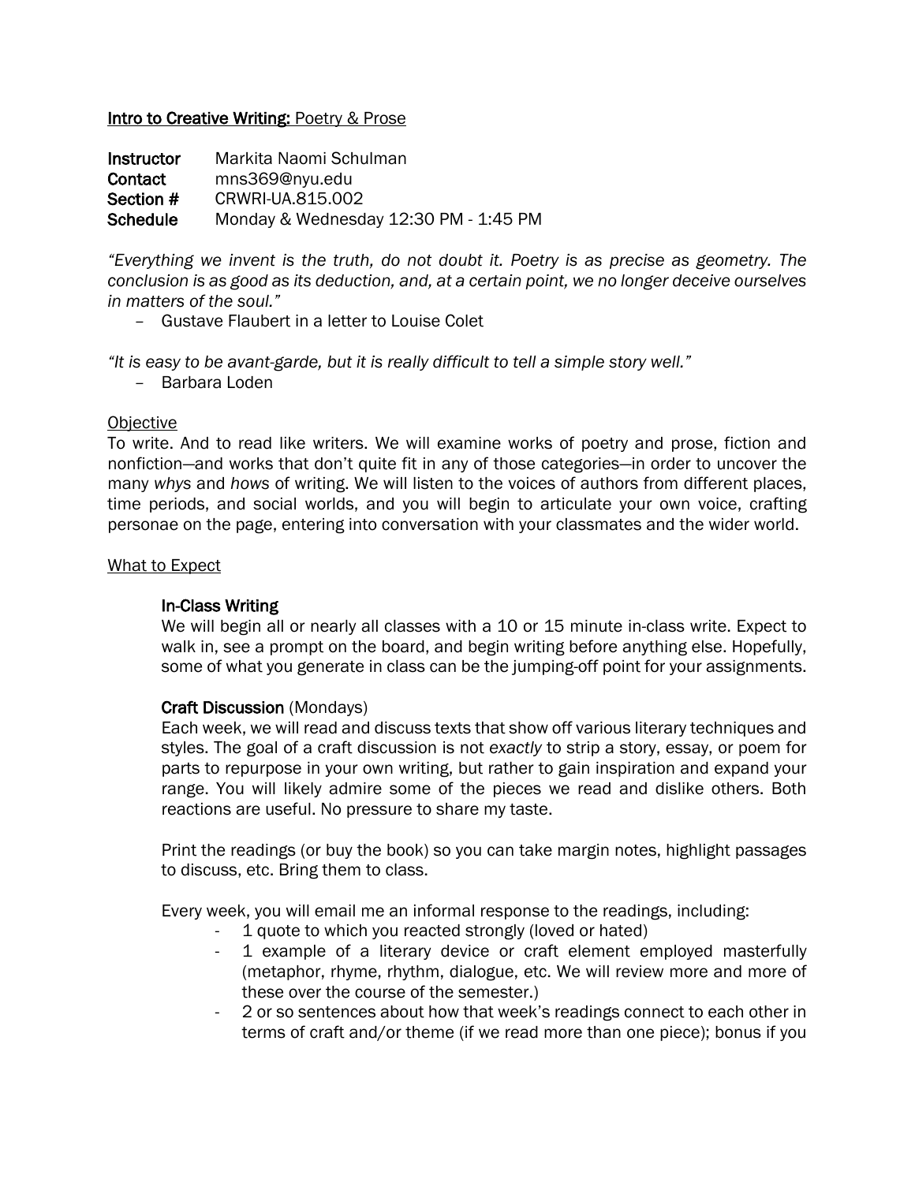**<u>Intro to Creative Writing:</u>** <u>Poetry & Prose</u>

**Instructor** Markita Naomi Schulman
**Contact** mns369@nyu.edu
**Section #** CRWRI-UA.815.002
**Schedule** Monday & Wednesday 12:30 PM - 1:45 PM

*"Everything we invent is the truth, do not doubt it. Poetry is as precise as geometry. The conclusion is as good as its deduction, and, at a certain point, we no longer deceive ourselves in matters of the soul."*

– Gustave Flaubert in a letter to Louise Colet

*"It is easy to be avant-garde, but it is really difficult to tell a simple story well."*

– Barbara Loden

<u>Objective</u>

To write. And to read like writers. We will examine works of poetry and prose, fiction and nonfiction—and works that don't quite fit in any of those categories—in order to uncover the many *whys* and *hows* of writing. We will listen to the voices of authors from different places, time periods, and social worlds, and you will begin to articulate your own voice, crafting personae on the page, entering into conversation with your classmates and the wider world.

<u>What to Expect</u>

**In-Class Writing**

We will begin all or nearly all classes with a 10 or 15 minute in-class write. Expect to walk in, see a prompt on the board, and begin writing before anything else. Hopefully, some of what you generate in class can be the jumping-off point for your assignments.

**Craft Discussion** (Mondays)

Each week, we will read and discuss texts that show off various literary techniques and styles. The goal of a craft discussion is not *exactly* to strip a story, essay, or poem for parts to repurpose in your own writing, but rather to gain inspiration and expand your range. You will likely admire some of the pieces we read and dislike others. Both reactions are useful. No pressure to share my taste.

Print the readings (or buy the book) so you can take margin notes, highlight passages to discuss, etc. Bring them to class.

Every week, you will email me an informal response to the readings, including:

- 1 quote to which you reacted strongly (loved or hated)
- 1 example of a literary device or craft element employed masterfully (metaphor, rhyme, rhythm, dialogue, etc. We will review more and more of these over the course of the semester.)
- 2 or so sentences about how that week's readings connect to each other in terms of craft and/or theme (if we read more than one piece); bonus if you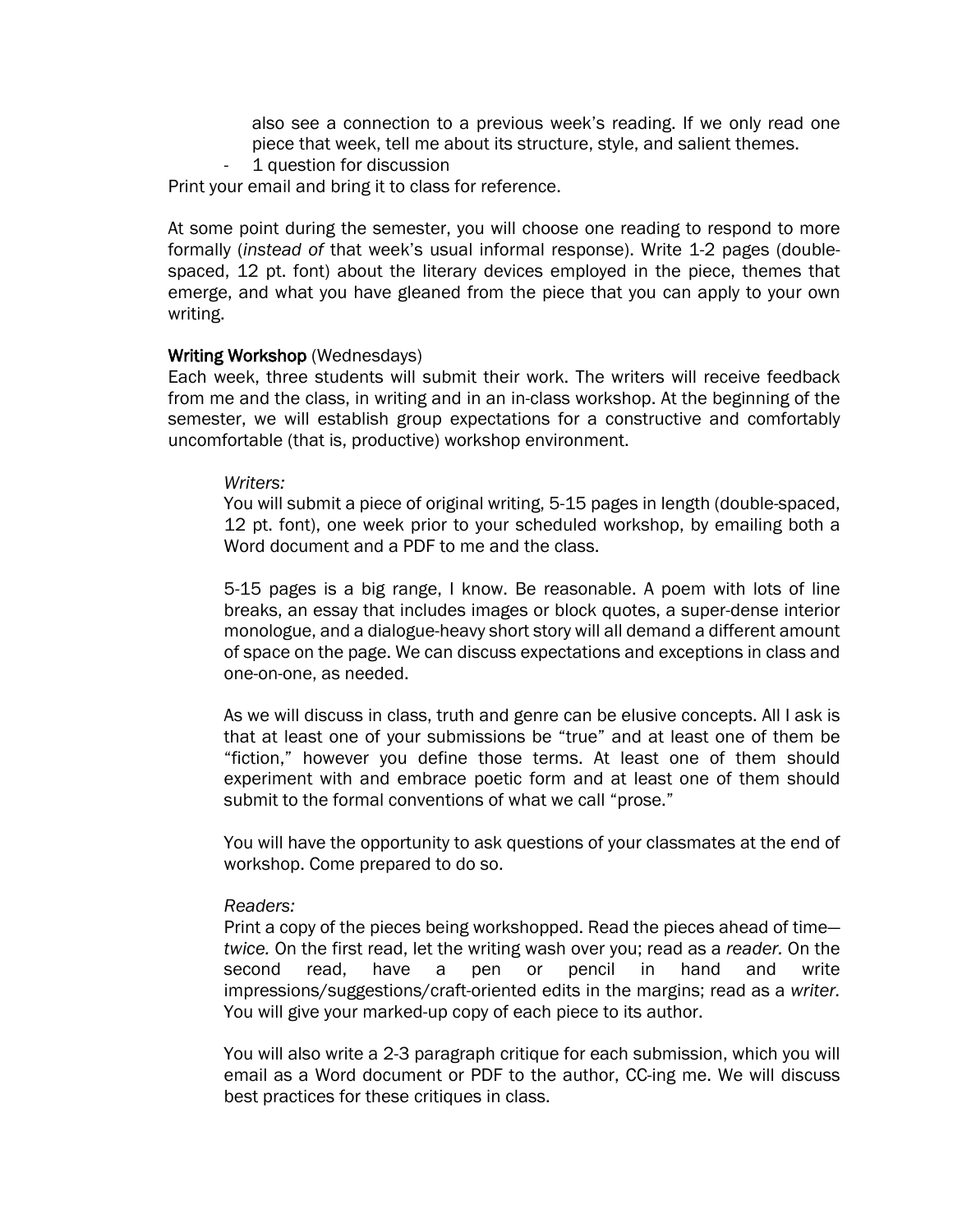also see a connection to a previous week's reading. If we only read one piece that week, tell me about its structure, style, and salient themes.

- 1 question for discussion

Print your email and bring it to class for reference.

At some point during the semester, you will choose one reading to respond to more formally (*instead of* that week's usual informal response). Write 1-2 pages (double-spaced, 12 pt. font) about the literary devices employed in the piece, themes that emerge, and what you have gleaned from the piece that you can apply to your own writing.

### Writing Workshop (Wednesdays)

Each week, three students will submit their work. The writers will receive feedback from me and the class, in writing and in an in-class workshop. At the beginning of the semester, we will establish group expectations for a constructive and comfortably uncomfortable (that is, productive) workshop environment.

*Writers:*

You will submit a piece of original writing, 5-15 pages in length (double-spaced, 12 pt. font), one week prior to your scheduled workshop, by emailing both a Word document and a PDF to me and the class.

5-15 pages is a big range, I know. Be reasonable. A poem with lots of line breaks, an essay that includes images or block quotes, a super-dense interior monologue, and a dialogue-heavy short story will all demand a different amount of space on the page. We can discuss expectations and exceptions in class and one-on-one, as needed.

As we will discuss in class, truth and genre can be elusive concepts. All I ask is that at least one of your submissions be "true" and at least one of them be "fiction," however you define those terms. At least one of them should experiment with and embrace poetic form and at least one of them should submit to the formal conventions of what we call "prose."

You will have the opportunity to ask questions of your classmates at the end of workshop. Come prepared to do so.

*Readers:*

Print a copy of the pieces being workshopped. Read the pieces ahead of time—*twice.* On the first read, let the writing wash over you; read as a *reader.* On the second read, have a pen or pencil in hand and write impressions/suggestions/craft-oriented edits in the margins; read as a *writer.* You will give your marked-up copy of each piece to its author.

You will also write a 2-3 paragraph critique for each submission, which you will email as a Word document or PDF to the author, CC-ing me. We will discuss best practices for these critiques in class.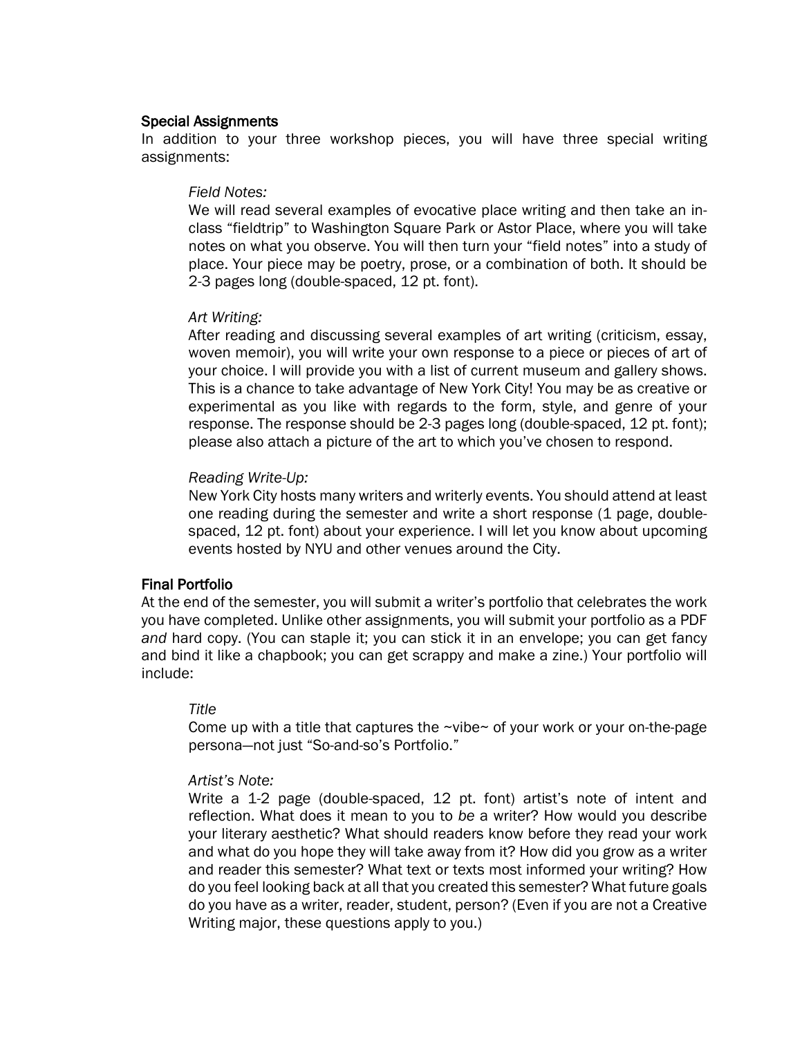## Special Assignments

In addition to your three workshop pieces, you will have three special writing assignments:

*Field Notes:*

We will read several examples of evocative place writing and then take an in-class "fieldtrip" to Washington Square Park or Astor Place, where you will take notes on what you observe. You will then turn your "field notes" into a study of place. Your piece may be poetry, prose, or a combination of both. It should be 2-3 pages long (double-spaced, 12 pt. font).

*Art Writing:*

After reading and discussing several examples of art writing (criticism, essay, woven memoir), you will write your own response to a piece or pieces of art of your choice. I will provide you with a list of current museum and gallery shows. This is a chance to take advantage of New York City! You may be as creative or experimental as you like with regards to the form, style, and genre of your response. The response should be 2-3 pages long (double-spaced, 12 pt. font); please also attach a picture of the art to which you've chosen to respond.

*Reading Write-Up:*

New York City hosts many writers and writerly events. You should attend at least one reading during the semester and write a short response (1 page, double-spaced, 12 pt. font) about your experience. I will let you know about upcoming events hosted by NYU and other venues around the City.

## Final Portfolio

At the end of the semester, you will submit a writer's portfolio that celebrates the work you have completed. Unlike other assignments, you will submit your portfolio as a PDF *and* hard copy. (You can staple it; you can stick it in an envelope; you can get fancy and bind it like a chapbook; you can get scrappy and make a zine.) Your portfolio will include:

*Title*

Come up with a title that captures the ~vibe~ of your work or your on-the-page persona—not just "So-and-so's Portfolio."

*Artist's Note:*

Write a 1-2 page (double-spaced, 12 pt. font) artist's note of intent and reflection. What does it mean to you to *be* a writer? How would you describe your literary aesthetic? What should readers know before they read your work and what do you hope they will take away from it? How did you grow as a writer and reader this semester? What text or texts most informed your writing? How do you feel looking back at all that you created this semester? What future goals do you have as a writer, reader, student, person? (Even if you are not a Creative Writing major, these questions apply to you.)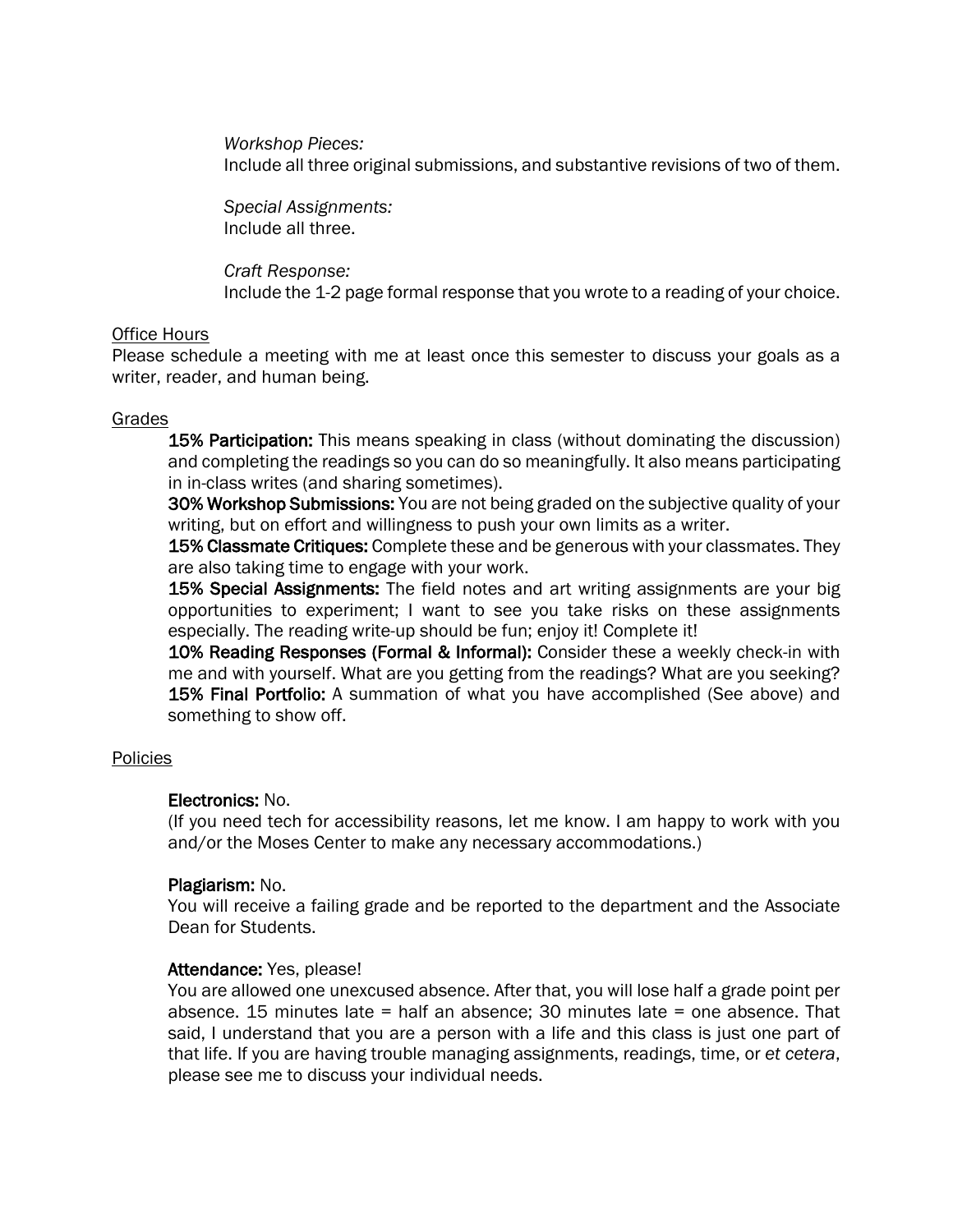*Workshop Pieces:*
Include all three original submissions, and substantive revisions of two of them.

*Special Assignments:*
Include all three.

*Craft Response:*
Include the 1-2 page formal response that you wrote to a reading of your choice.

Office Hours

Please schedule a meeting with me at least once this semester to discuss your goals as a writer, reader, and human being.

Grades

**15% Participation:** This means speaking in class (without dominating the discussion) and completing the readings so you can do so meaningfully. It also means participating in in-class writes (and sharing sometimes).
**30% Workshop Submissions:** You are not being graded on the subjective quality of your writing, but on effort and willingness to push your own limits as a writer.
**15% Classmate Critiques:** Complete these and be generous with your classmates. They are also taking time to engage with your work.
**15% Special Assignments:** The field notes and art writing assignments are your big opportunities to experiment; I want to see you take risks on these assignments especially. The reading write-up should be fun; enjoy it! Complete it!
**10% Reading Responses (Formal & Informal):** Consider these a weekly check-in with me and with yourself. What are you getting from the readings? What are you seeking?
**15% Final Portfolio:** A summation of what you have accomplished (See above) and something to show off.

Policies

**Electronics:** No.
(If you need tech for accessibility reasons, let me know. I am happy to work with you and/or the Moses Center to make any necessary accommodations.)

**Plagiarism:** No.
You will receive a failing grade and be reported to the department and the Associate Dean for Students.

**Attendance:** Yes, please!
You are allowed one unexcused absence. After that, you will lose half a grade point per absence. 15 minutes late = half an absence; 30 minutes late = one absence. That said, I understand that you are a person with a life and this class is just one part of that life. If you are having trouble managing assignments, readings, time, or *et cetera*, please see me to discuss your individual needs.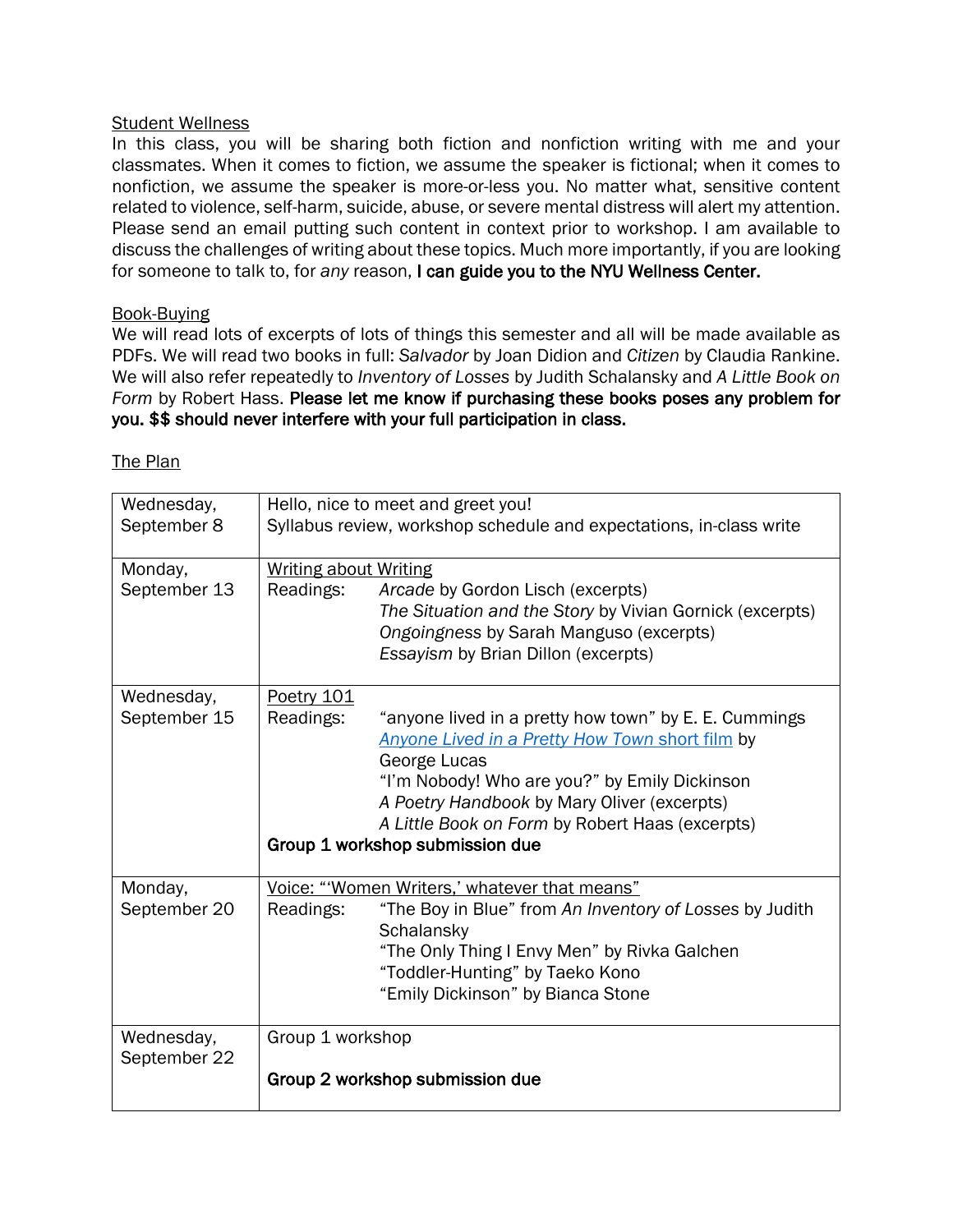## Student Wellness

In this class, you will be sharing both fiction and nonfiction writing with me and your classmates. When it comes to fiction, we assume the speaker is fictional; when it comes to nonfiction, we assume the speaker is more-or-less you. No matter what, sensitive content related to violence, self-harm, suicide, abuse, or severe mental distress will alert my attention. Please send an email putting such content in context prior to workshop. I am available to discuss the challenges of writing about these topics. Much more importantly, if you are looking for someone to talk to, for *any* reason, **I can guide you to the NYU Wellness Center.**

## Book-Buying

We will read lots of excerpts of lots of things this semester and all will be made available as PDFs. We will read two books in full: *Salvador* by Joan Didion and *Citizen* by Claudia Rankine. We will also refer repeatedly to *Inventory of Losses* by Judith Schalansky and *A Little Book on Form* by Robert Hass. **Please let me know if purchasing these books poses any problem for you. $$ should never interfere with your full participation in class.**

## The Plan

| Date | Content |
|---|---|
| Wednesday, September 8 | Hello, nice to meet and greet you!<br>Syllabus review, workshop schedule and expectations, in-class write |
| Monday, September 13 | <u>Writing about Writing</u><br>Readings: *Arcade* by Gordon Lisch (excerpts)<br>*The Situation and the Story* by Vivian Gornick (excerpts)<br>*Ongoingness* by Sarah Manguso (excerpts)<br>*Essayism* by Brian Dillon (excerpts) |
| Wednesday, September 15 | <u>Poetry 101</u><br>Readings: "anyone lived in a pretty how town" by E. E. Cummings<br>*Anyone Lived in a Pretty How Town* short film by George Lucas<br>"I'm Nobody! Who are you?" by Emily Dickinson<br>*A Poetry Handbook* by Mary Oliver (excerpts)<br>*A Little Book on Form* by Robert Haas (excerpts)<br>**Group 1 workshop submission due** |
| Monday, September 20 | <u>Voice: "'Women Writers,' whatever that means"</u><br>Readings: "The Boy in Blue" from *An Inventory of Losses* by Judith Schalansky<br>"The Only Thing I Envy Men" by Rivka Galchen<br>"Toddler-Hunting" by Taeko Kono<br>"Emily Dickinson" by Bianca Stone |
| Wednesday, September 22 | Group 1 workshop<br><br>**Group 2 workshop submission due** |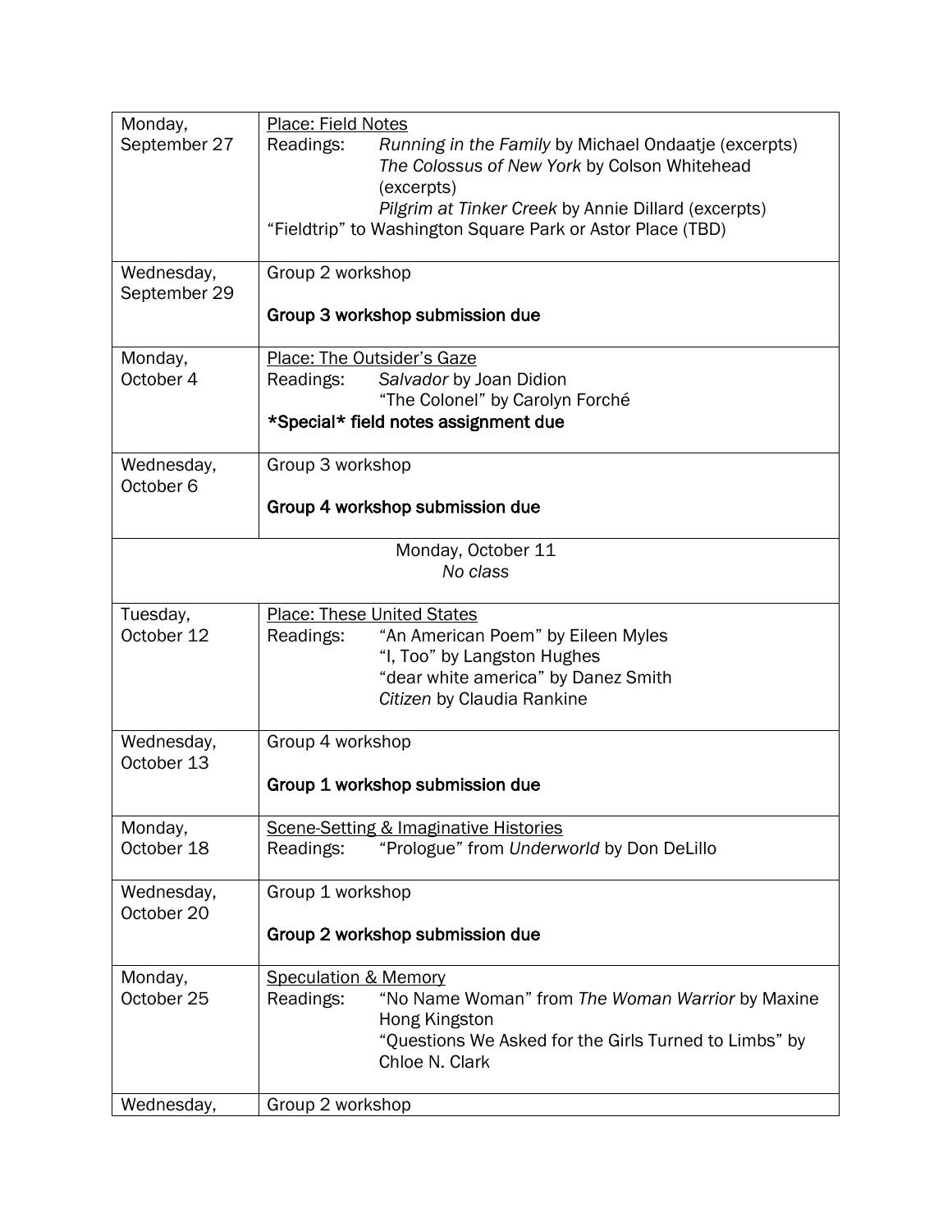| | |
|---|---|
| Monday, September 27 | <u>Place: Field Notes</u><br>Readings: *Running in the Family* by Michael Ondaatje (excerpts)<br>*The Colossus of New York* by Colson Whitehead (excerpts)<br>*Pilgrim at Tinker Creek* by Annie Dillard (excerpts)<br>"Fieldtrip" to Washington Square Park or Astor Place (TBD) |
| Wednesday, September 29 | Group 2 workshop<br><br>**Group 3 workshop submission due** |
| Monday, October 4 | <u>Place: The Outsider's Gaze</u><br>Readings: *Salvador* by Joan Didion<br>"The Colonel" by Carolyn Forché<br>**\*Special\* field notes assignment due** |
| Wednesday, October 6 | Group 3 workshop<br><br>**Group 4 workshop submission due** |
| Monday, October 11<br>*No class* | |
| Tuesday, October 12 | <u>Place: These United States</u><br>Readings: "An American Poem" by Eileen Myles<br>"I, Too" by Langston Hughes<br>"dear white america" by Danez Smith<br>*Citizen* by Claudia Rankine |
| Wednesday, October 13 | Group 4 workshop<br><br>**Group 1 workshop submission due** |
| Monday, October 18 | <u>Scene-Setting & Imaginative Histories</u><br>Readings: "Prologue" from *Underworld* by Don DeLillo |
| Wednesday, October 20 | Group 1 workshop<br><br>**Group 2 workshop submission due** |
| Monday, October 25 | <u>Speculation & Memory</u><br>Readings: "No Name Woman" from *The Woman Warrior* by Maxine Hong Kingston<br>"Questions We Asked for the Girls Turned to Limbs" by Chloe N. Clark |
| Wednesday, | Group 2 workshop |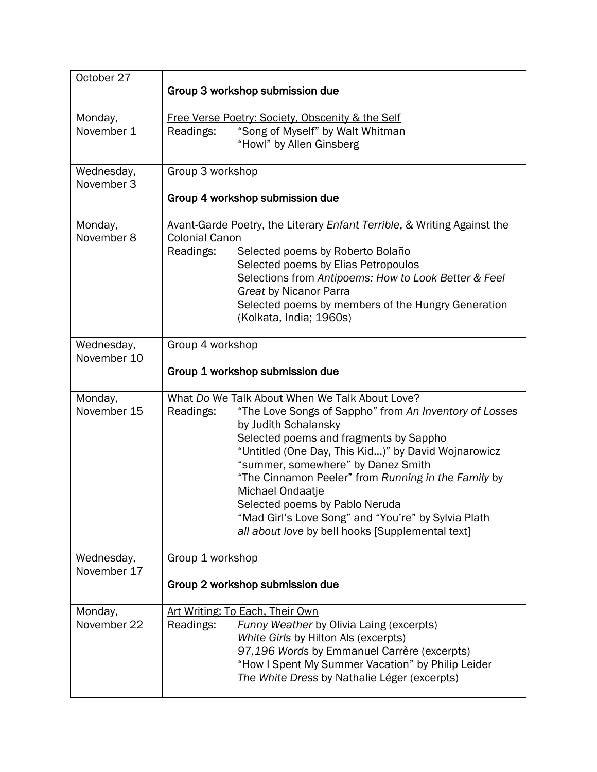| | |
|---|---|
| October 27 | **Group 3 workshop submission due** |
| Monday, November 1 | <u>Free Verse Poetry: Society, Obscenity & the Self</u><br>Readings: "Song of Myself" by Walt Whitman<br>"Howl" by Allen Ginsberg |
| Wednesday, November 3 | Group 3 workshop<br><br>**Group 4 workshop submission due** |
| Monday, November 8 | <u>Avant-Garde Poetry, the Literary *Enfant Terrible*, & Writing Against the Colonial Canon</u><br>Readings: Selected poems by Roberto Bolaño<br>Selected poems by Elias Petropoulos<br>Selections from *Antipoems: How to Look Better & Feel Great* by Nicanor Parra<br>Selected poems by members of the Hungry Generation (Kolkata, India; 1960s) |
| Wednesday, November 10 | Group 4 workshop<br><br>**Group 1 workshop submission due** |
| Monday, November 15 | <u>What *Do* We Talk About When We Talk About Love?</u><br>Readings: "The Love Songs of Sappho" from *An Inventory of Losses* by Judith Schalansky<br>Selected poems and fragments by Sappho<br>"Untitled (One Day, This Kid…)" by David Wojnarowicz<br>"summer, somewhere" by Danez Smith<br>"The Cinnamon Peeler" from *Running in the Family* by Michael Ondaatje<br>Selected poems by Pablo Neruda<br>"Mad Girl's Love Song" and "You're" by Sylvia Plath<br>*all about love* by bell hooks [Supplemental text] |
| Wednesday, November 17 | Group 1 workshop<br><br>**Group 2 workshop submission due** |
| Monday, November 22 | <u>Art Writing: To Each, Their Own</u><br>Readings: *Funny Weather* by Olivia Laing (excerpts)<br>*White Girls* by Hilton Als (excerpts)<br>*97,196 Words* by Emmanuel Carrère (excerpts)<br>"How I Spent My Summer Vacation" by Philip Leider<br>*The White Dress* by Nathalie Léger (excerpts) |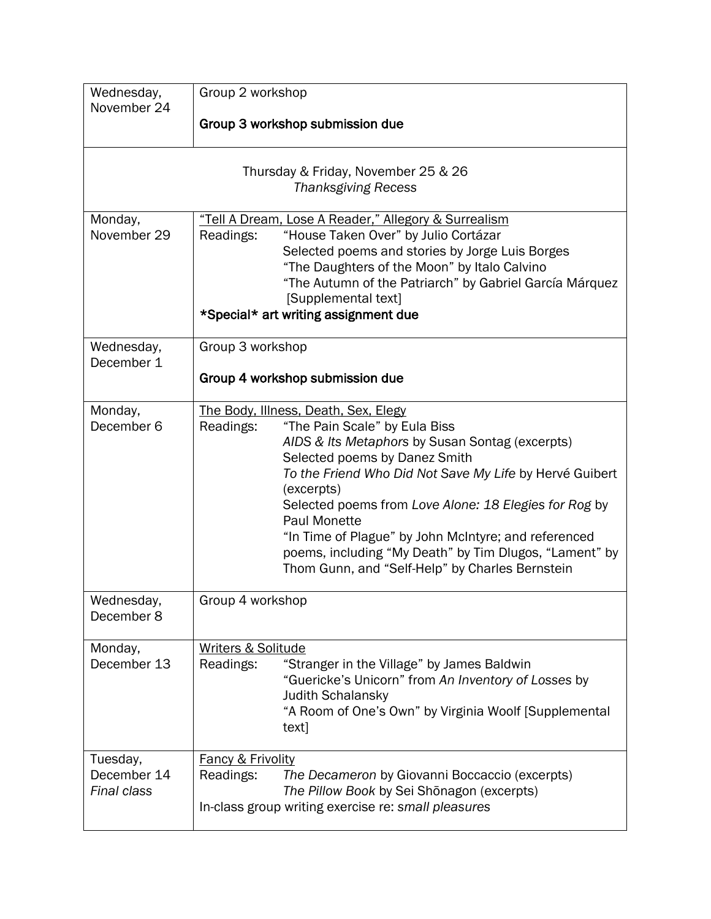| | |
|---|---|
| Wednesday, November 24 | Group 2 workshop<br><br>**Group 3 workshop submission due** |
| Thursday & Friday, November 25 & 26<br>*Thanksgiving Recess* | |
| Monday, November 29 | <u>“Tell A Dream, Lose A Reader,” Allegory & Surrealism</u><br>Readings: “House Taken Over” by Julio Cortázar<br>Selected poems and stories by Jorge Luis Borges<br>“The Daughters of the Moon” by Italo Calvino<br>“The Autumn of the Patriarch” by Gabriel García Márquez [Supplemental text]<br>**\*Special\* art writing assignment due** |
| Wednesday, December 1 | Group 3 workshop<br><br>**Group 4 workshop submission due** |
| Monday, December 6 | <u>The Body, Illness, Death, Sex, Elegy</u><br>Readings: “The Pain Scale” by Eula Biss<br>*AIDS & Its Metaphors* by Susan Sontag (excerpts)<br>Selected poems by Danez Smith<br>*To the Friend Who Did Not Save My Life* by Hervé Guibert (excerpts)<br>Selected poems from *Love Alone: 18 Elegies for Rog* by Paul Monette<br>“In Time of Plague” by John McIntyre; and referenced poems, including “My Death” by Tim Dlugos, “Lament” by Thom Gunn, and “Self-Help” by Charles Bernstein |
| Wednesday, December 8 | Group 4 workshop |
| Monday, December 13 | <u>Writers & Solitude</u><br>Readings: “Stranger in the Village” by James Baldwin<br>“Guericke’s Unicorn” from *An Inventory of Losses* by Judith Schalansky<br>“A Room of One’s Own” by Virginia Woolf [Supplemental text] |
| Tuesday, December 14<br>*Final class* | <u>Fancy & Frivolity</u><br>Readings: *The Decameron* by Giovanni Boccaccio (excerpts)<br>*The Pillow Book* by Sei Shōnagon (excerpts)<br>In-class group writing exercise re: *small pleasures* |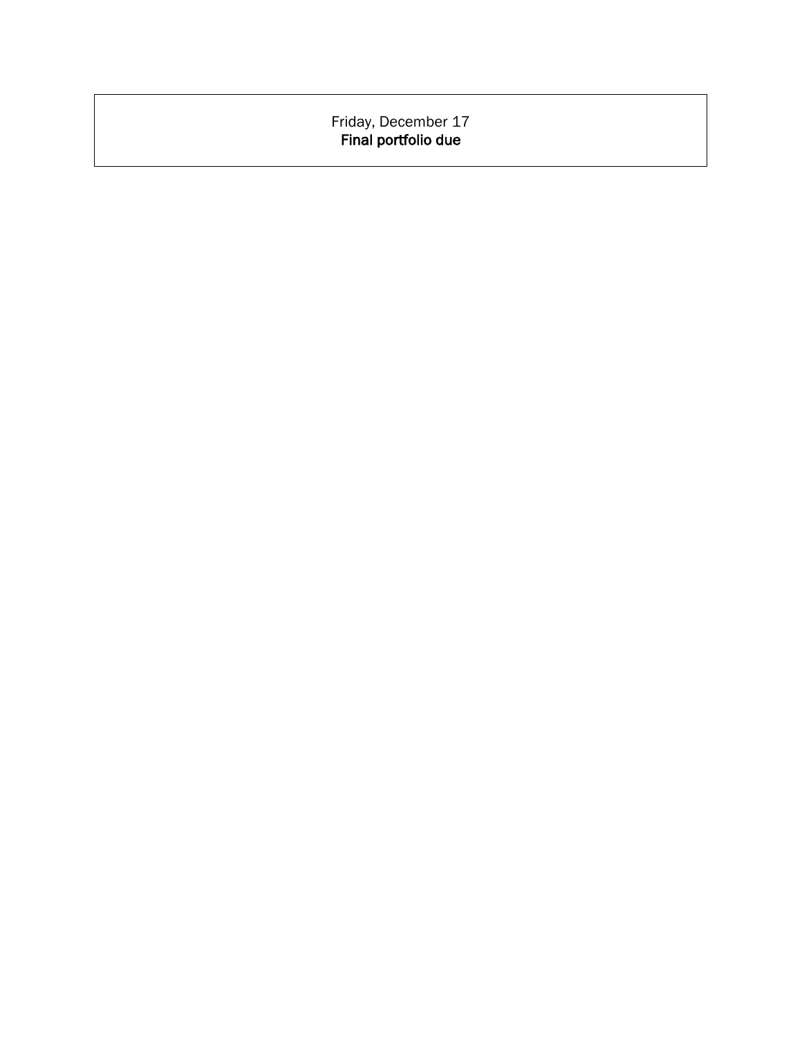Friday, December 17
**Final portfolio due**